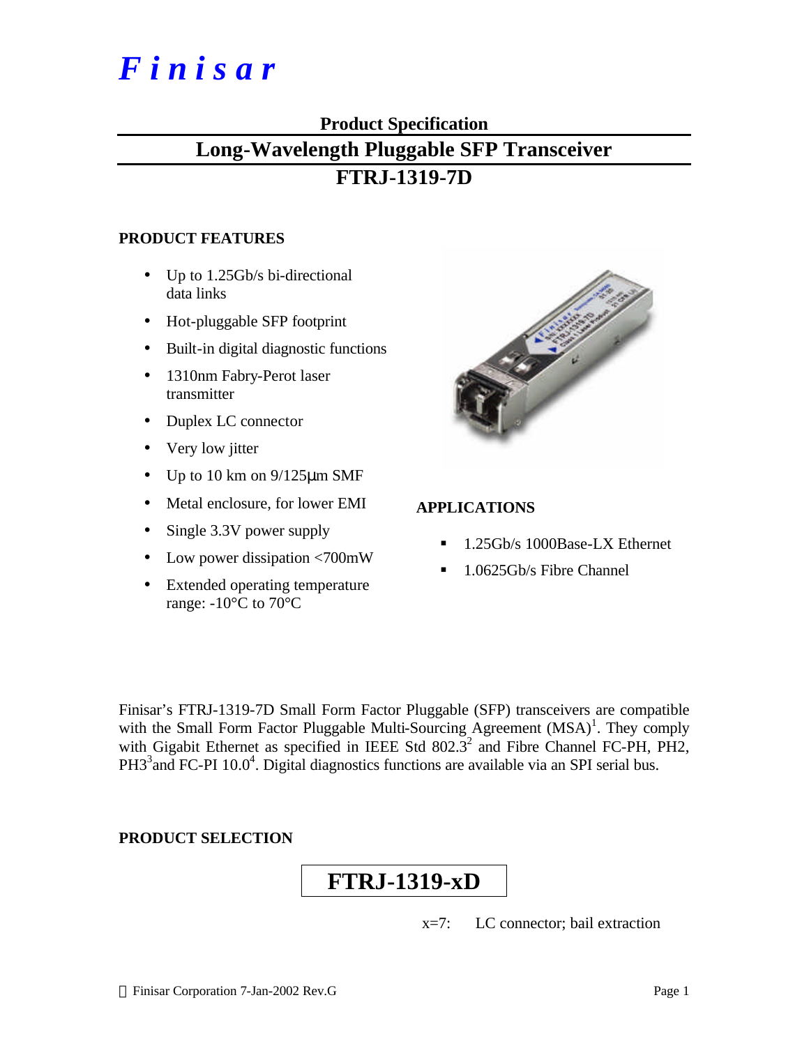# *Finisar*

## Product Specification

## Long-Wavelength Pluggable SFP Transceiver

## FTRJ-1319-7D

### PRODUCT FEATURES

- Up to 1.25Gb/s bi-directional data links
- Hot-pluggable SFP footprint
- Built-in digital diagnostic functions
- 1310nm Fabry-Perot laser transmitter
- Duplex LC connector
- Very low jitter
- Up to 10 km on 9/125μm SMF
- Metal enclosure, for lower EMI
- Single 3.3V power supply
- Low power dissipation <700mW
- Extended operating temperature range: -10°C to 70°C

### APPLICATIONS

- 1.25Gb/s 1000Base-LX Ethernet
- 1.0625Gb/s Fibre Channel

Finisar's FTRJ-1319-7D Small Form Factor Pluggable (SFP) transceivers are compatible with the Small Form Factor Pluggable Multi-Sourcing Agreement (MSA)[1]. They comply with Gigabit Ethernet as specified in IEEE Std 802.3[2] and Fibre Channel FC-PH, PH2, PH3[3] and FC-PI 10.0[4]. Digital diagnostics functions are available via an SPI serial bus.

### PRODUCT SELECTION

**FTRJ-1319-xD**

x=7: LC connector; bail extraction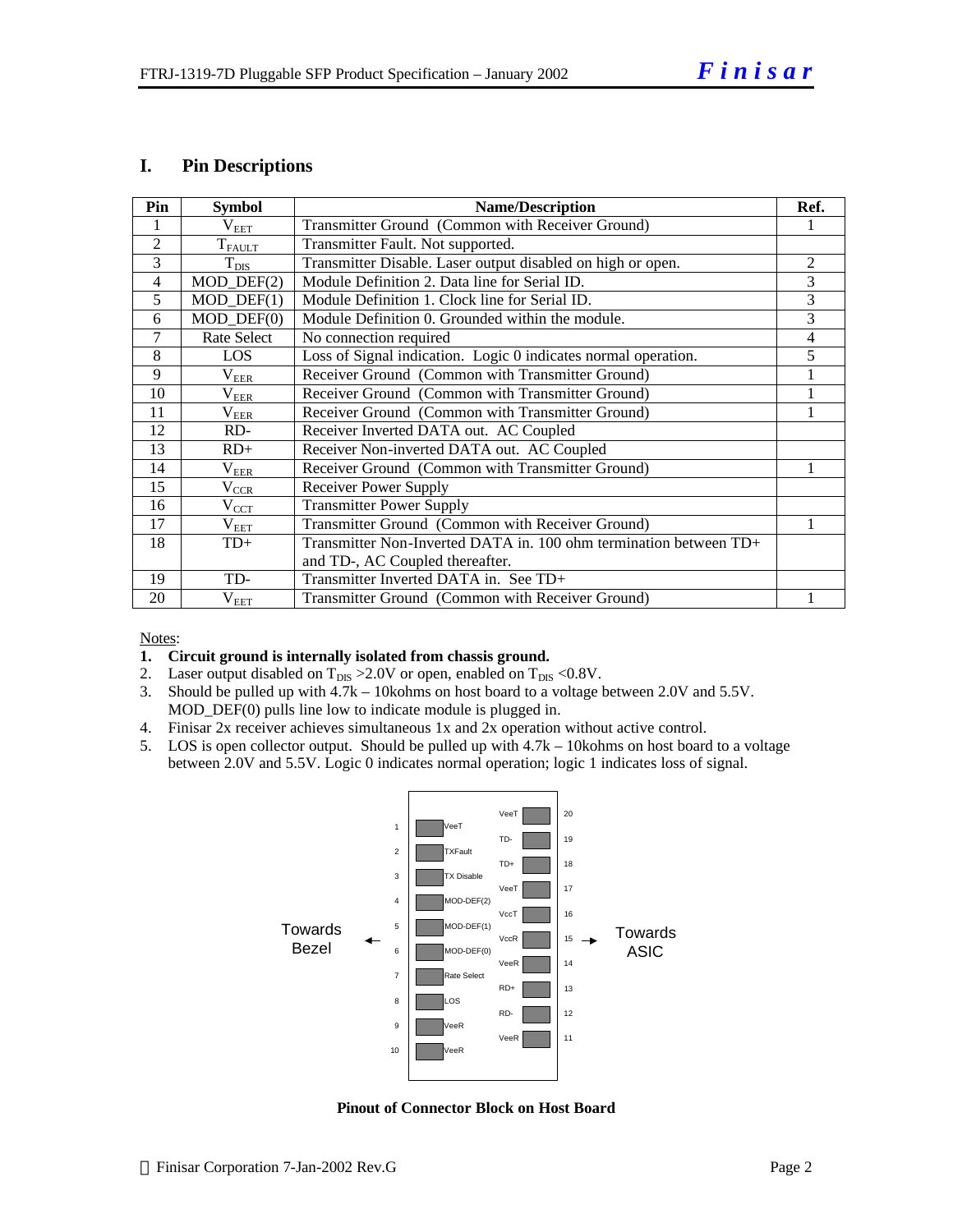## I. Pin Descriptions

| Pin | Symbol | Name/Description | Ref. |
|---|---|---|---|
| 1 | $V_{EET}$ | Transmitter Ground (Common with Receiver Ground) | 1 |
| 2 | $T_{FAULT}$ | Transmitter Fault. Not supported. | |
| 3 | $T_{DIS}$ | Transmitter Disable. Laser output disabled on high or open. | 2 |
| 4 | MOD_DEF(2) | Module Definition 2. Data line for Serial ID. | 3 |
| 5 | MOD_DEF(1) | Module Definition 1. Clock line for Serial ID. | 3 |
| 6 | MOD_DEF(0) | Module Definition 0. Grounded within the module. | 3 |
| 7 | Rate Select | No connection required | 4 |
| 8 | LOS | Loss of Signal indication. Logic 0 indicates normal operation. | 5 |
| 9 | $V_{EER}$ | Receiver Ground (Common with Transmitter Ground) | 1 |
| 10 | $V_{EER}$ | Receiver Ground (Common with Transmitter Ground) | 1 |
| 11 | $V_{EER}$ | Receiver Ground (Common with Transmitter Ground) | 1 |
| 12 | RD- | Receiver Inverted DATA out. AC Coupled | |
| 13 | RD+ | Receiver Non-inverted DATA out. AC Coupled | |
| 14 | $V_{EER}$ | Receiver Ground (Common with Transmitter Ground) | 1 |
| 15 | $V_{CCR}$ | Receiver Power Supply | |
| 16 | $V_{CCT}$ | Transmitter Power Supply | |
| 17 | $V_{EET}$ | Transmitter Ground (Common with Receiver Ground) | 1 |
| 18 | TD+ | Transmitter Non-Inverted DATA in. 100 ohm termination between TD+ and TD-, AC Coupled thereafter. | |
| 19 | TD- | Transmitter Inverted DATA in. See TD+ | |
| 20 | $V_{EET}$ | Transmitter Ground (Common with Receiver Ground) | 1 |

Notes:

1. **Circuit ground is internally isolated from chassis ground.**
2. Laser output disabled on $T_{DIS}$ >2.0V or open, enabled on $T_{DIS}$ <0.8V.
3. Should be pulled up with 4.7k – 10kohms on host board to a voltage between 2.0V and 5.5V. MOD_DEF(0) pulls line low to indicate module is plugged in.
4. Finisar 2x receiver achieves simultaneous 1x and 2x operation without active control.
5. LOS is open collector output. Should be pulled up with 4.7k – 10kohms on host board to a voltage between 2.0V and 5.5V. Logic 0 indicates normal operation; logic 1 indicates loss of signal.

| Pin | Signal | Signal | Pin |
|---|---|---|---|
| | | VeeT | 20 |
| 1 | VeeT | TD- | 19 |
| 2 | TXFault | TD+ | 18 |
| 3 | TX Disable | VeeT | 17 |
| 4 | MOD-DEF(2) | VccT | 16 |
| 5 | MOD-DEF(1) | VccR | 15 |
| 6 | MOD-DEF(0) | VeeR | 14 |
| 7 | Rate Select | RD+ | 13 |
| 8 | LOS | RD- | 12 |
| 9 | VeeR | VeeR | 11 |
| 10 | VeeR | | |

Towards Bezel ← (pins 1–10) · (pins 11–20) → Towards ASIC

**Pinout of Connector Block on Host Board**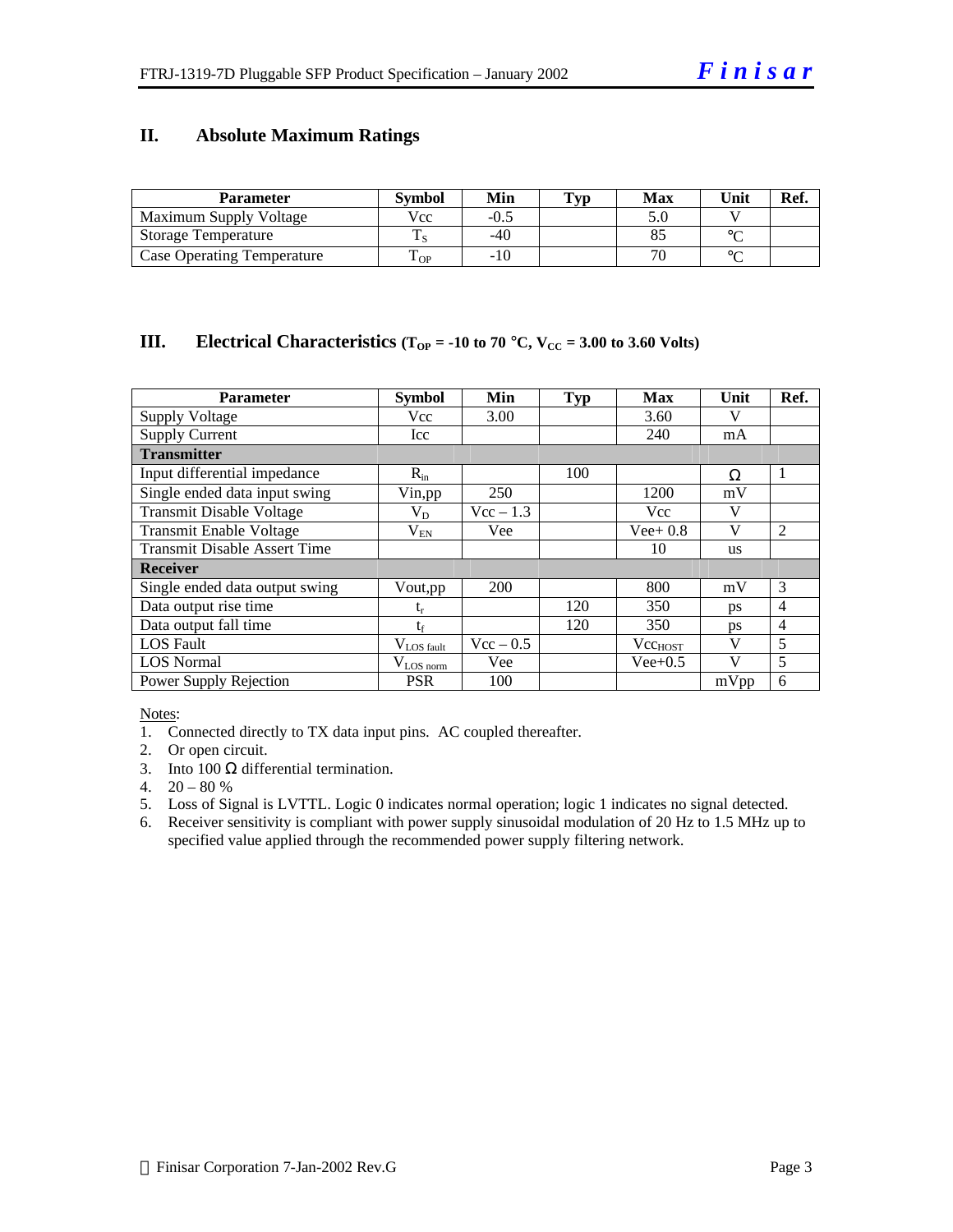## II. Absolute Maximum Ratings

| Parameter | Symbol | Min | Typ | Max | Unit | Ref. |
|---|---|---|---|---|---|---|
| Maximum Supply Voltage | Vcc | -0.5 | | 5.0 | V | |
| Storage Temperature | $T_S$ | -40 | | 85 | °C | |
| Case Operating Temperature | $T_{OP}$ | -10 | | 70 | °C | |

## III. Electrical Characteristics ($T_{OP}$ = -10 to 70 °C, $V_{CC}$ = 3.00 to 3.60 Volts)

| Parameter | Symbol | Min | Typ | Max | Unit | Ref. |
|---|---|---|---|---|---|---|
| Supply Voltage | Vcc | 3.00 | | 3.60 | V | |
| Supply Current | Icc | | | 240 | mA | |
| **Transmitter** | | | | | | |
| Input differential impedance | $R_{in}$ | | 100 | | Ω | 1 |
| Single ended data input swing | Vin,pp | 250 | | 1200 | mV | |
| Transmit Disable Voltage | $V_D$ | Vcc – 1.3 | | Vcc | V | |
| Transmit Enable Voltage | $V_{EN}$ | Vee | | Vee+ 0.8 | V | 2 |
| Transmit Disable Assert Time | | | | 10 | us | |
| **Receiver** | | | | | | |
| Single ended data output swing | Vout,pp | 200 | | 800 | mV | 3 |
| Data output rise time | $t_r$ | | 120 | 350 | ps | 4 |
| Data output fall time | $t_f$ | | 120 | 350 | ps | 4 |
| LOS Fault | $V_{LOS\ fault}$ | Vcc – 0.5 | | $Vcc_{HOST}$ | V | 5 |
| LOS Normal | $V_{LOS\ norm}$ | Vee | | Vee+0.5 | V | 5 |
| Power Supply Rejection | PSR | 100 | | | mVpp | 6 |

Notes:

1. Connected directly to TX data input pins. AC coupled thereafter.
2. Or open circuit.
3. Into 100 Ω differential termination.
4. 20 – 80 %
5. Loss of Signal is LVTTL. Logic 0 indicates normal operation; logic 1 indicates no signal detected.
6. Receiver sensitivity is compliant with power supply sinusoidal modulation of 20 Hz to 1.5 MHz up to specified value applied through the recommended power supply filtering network.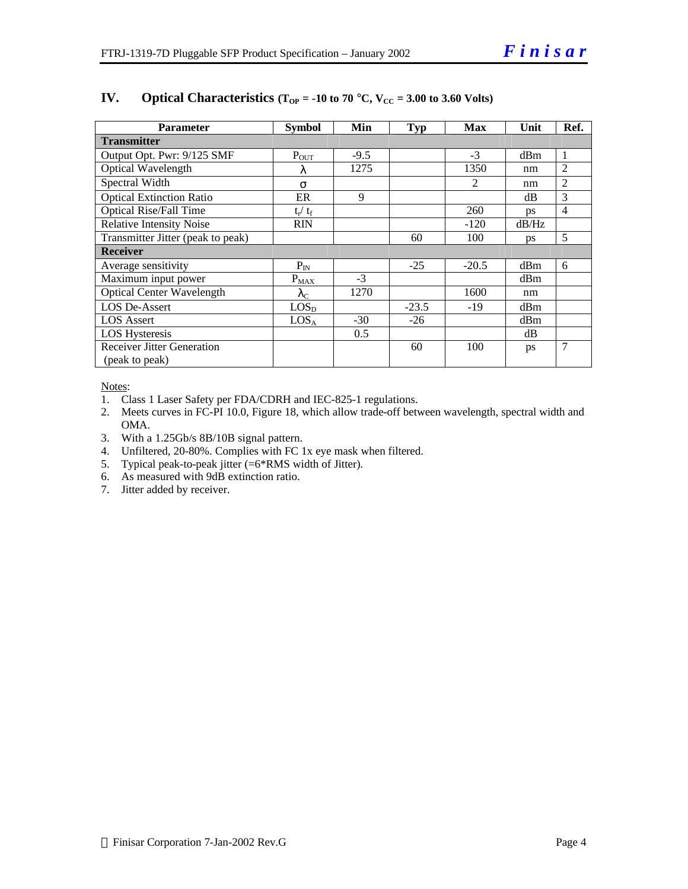## IV. Optical Characteristics ($T_{OP}$ = -10 to 70 °C, $V_{CC}$ = 3.00 to 3.60 Volts)

| Parameter | Symbol | Min | Typ | Max | Unit | Ref. |
|---|---|---|---|---|---|---|
| **Transmitter** | | | | | | |
| Output Opt. Pwr: 9/125 SMF | $P_{OUT}$ | -9.5 | | -3 | dBm | 1 |
| Optical Wavelength | $\lambda$ | 1275 | | 1350 | nm | 2 |
| Spectral Width | $\sigma$ | | | 2 | nm | 2 |
| Optical Extinction Ratio | ER | 9 | | | dB | 3 |
| Optical Rise/Fall Time | $t_r$/ $t_f$ | | | 260 | ps | 4 |
| Relative Intensity Noise | RIN | | | -120 | dB/Hz | |
| Transmitter Jitter (peak to peak) | | | 60 | 100 | ps | 5 |
| **Receiver** | | | | | | |
| Average sensitivity | $P_{IN}$ | | -25 | -20.5 | dBm | 6 |
| Maximum input power | $P_{MAX}$ | -3 | | | dBm | |
| Optical Center Wavelength | $\lambda_C$ | 1270 | | 1600 | nm | |
| LOS De-Assert | $LOS_D$ | | -23.5 | -19 | dBm | |
| LOS Assert | $LOS_A$ | -30 | -26 | | dBm | |
| LOS Hysteresis | | 0.5 | | | dB | |
| Receiver Jitter Generation (peak to peak) | | | 60 | 100 | ps | 7 |

Notes:

1. Class 1 Laser Safety per FDA/CDRH and IEC-825-1 regulations.
2. Meets curves in FC-PI 10.0, Figure 18, which allow trade-off between wavelength, spectral width and OMA.
3. With a 1.25Gb/s 8B/10B signal pattern.
4. Unfiltered, 20-80%. Complies with FC 1x eye mask when filtered.
5. Typical peak-to-peak jitter (=6*RMS width of Jitter).
6. As measured with 9dB extinction ratio.
7. Jitter added by receiver.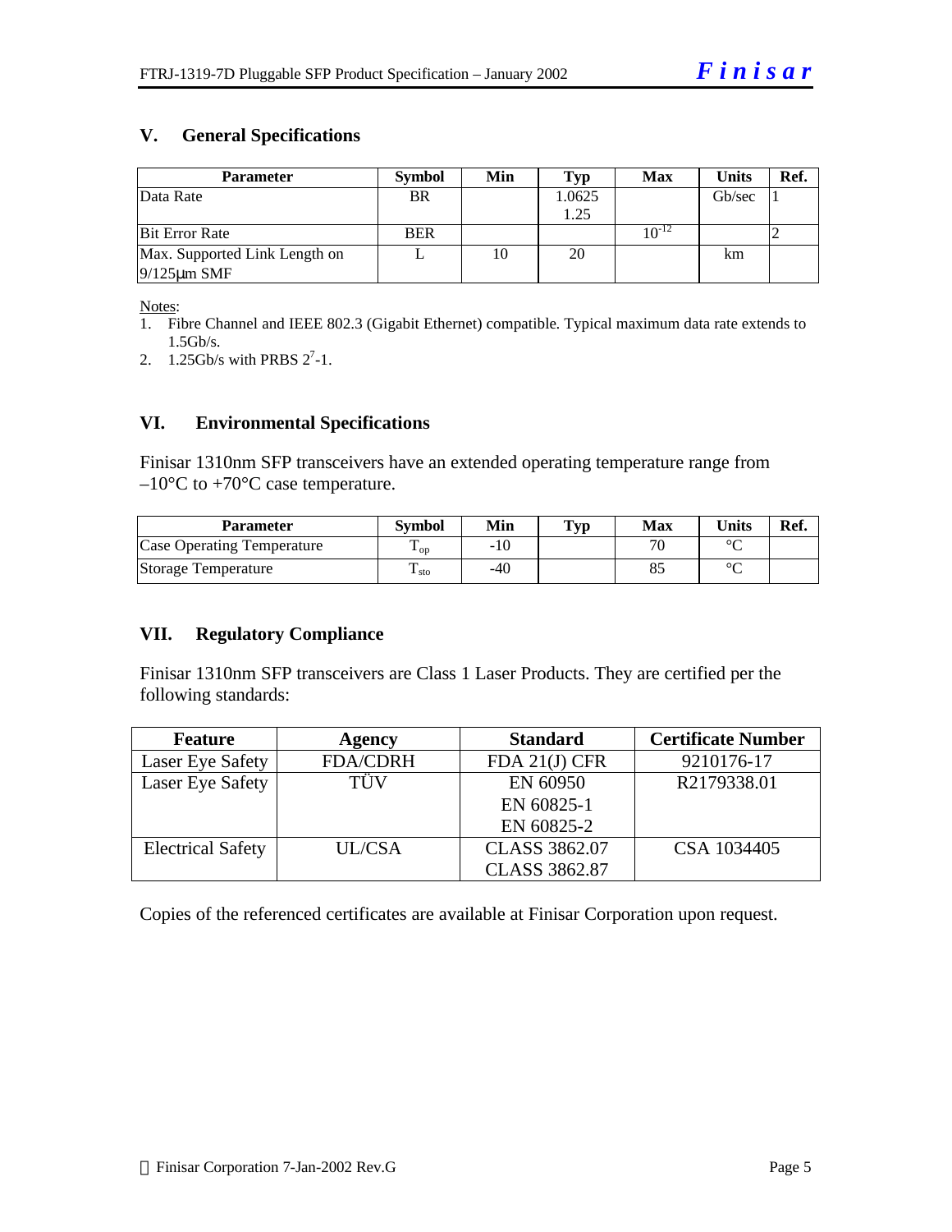## V. General Specifications

| Parameter | Symbol | Min | Typ | Max | Units | Ref. |
|---|---|---|---|---|---|---|
| Data Rate | BR | | 1.0625<br>1.25 | | Gb/sec | 1 |
| Bit Error Rate | BER | | | $10^{-12}$ | | 2 |
| Max. Supported Link Length on 9/125μm SMF | L | 10 | 20 | | km | |

Notes:

1. Fibre Channel and IEEE 802.3 (Gigabit Ethernet) compatible. Typical maximum data rate extends to 1.5Gb/s.
2. 1.25Gb/s with PRBS $2^7$-1.

## VI. Environmental Specifications

Finisar 1310nm SFP transceivers have an extended operating temperature range from –10°C to +70°C case temperature.

| Parameter | Symbol | Min | Typ | Max | Units | Ref. |
|---|---|---|---|---|---|---|
| Case Operating Temperature | $T_{op}$ | -10 | | 70 | °C | |
| Storage Temperature | $T_{sto}$ | -40 | | 85 | °C | |

## VII. Regulatory Compliance

Finisar 1310nm SFP transceivers are Class 1 Laser Products. They are certified per the following standards:

| Feature | Agency | Standard | Certificate Number |
|---|---|---|---|
| Laser Eye Safety | FDA/CDRH | FDA 21(J) CFR | 9210176-17 |
| Laser Eye Safety | TÜV | EN 60950<br>EN 60825-1<br>EN 60825-2 | R2179338.01 |
| Electrical Safety | UL/CSA | CLASS 3862.07<br>CLASS 3862.87 | CSA 1034405 |

Copies of the referenced certificates are available at Finisar Corporation upon request.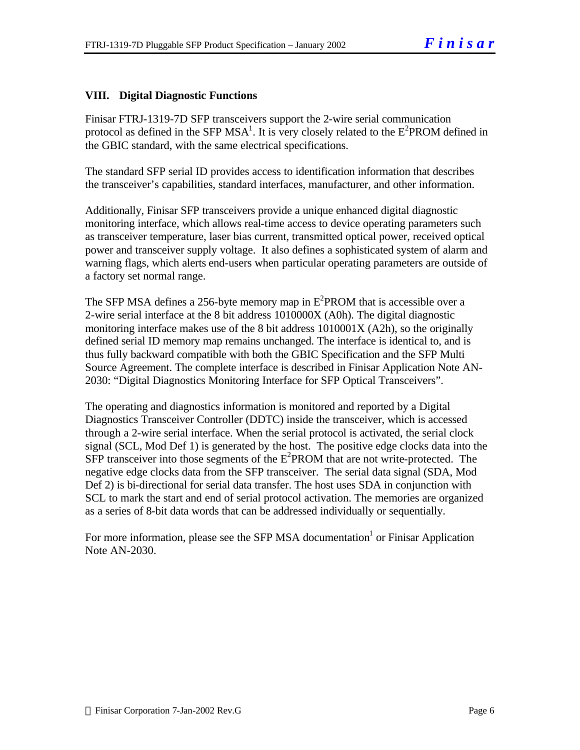## VIII. Digital Diagnostic Functions

Finisar FTRJ-1319-7D SFP transceivers support the 2-wire serial communication protocol as defined in the SFP MSA[1]. It is very closely related to the $E^2$PROM defined in the GBIC standard, with the same electrical specifications.

The standard SFP serial ID provides access to identification information that describes the transceiver's capabilities, standard interfaces, manufacturer, and other information.

Additionally, Finisar SFP transceivers provide a unique enhanced digital diagnostic monitoring interface, which allows real-time access to device operating parameters such as transceiver temperature, laser bias current, transmitted optical power, received optical power and transceiver supply voltage. It also defines a sophisticated system of alarm and warning flags, which alerts end-users when particular operating parameters are outside of a factory set normal range.

The SFP MSA defines a 256-byte memory map in $E^2$PROM that is accessible over a 2-wire serial interface at the 8 bit address 1010000X (A0h). The digital diagnostic monitoring interface makes use of the 8 bit address 1010001X (A2h), so the originally defined serial ID memory map remains unchanged. The interface is identical to, and is thus fully backward compatible with both the GBIC Specification and the SFP Multi Source Agreement. The complete interface is described in Finisar Application Note AN-2030: "Digital Diagnostics Monitoring Interface for SFP Optical Transceivers".

The operating and diagnostics information is monitored and reported by a Digital Diagnostics Transceiver Controller (DDTC) inside the transceiver, which is accessed through a 2-wire serial interface. When the serial protocol is activated, the serial clock signal (SCL, Mod Def 1) is generated by the host. The positive edge clocks data into the SFP transceiver into those segments of the $E^2$PROM that are not write-protected. The negative edge clocks data from the SFP transceiver. The serial data signal (SDA, Mod Def 2) is bi-directional for serial data transfer. The host uses SDA in conjunction with SCL to mark the start and end of serial protocol activation. The memories are organized as a series of 8-bit data words that can be addressed individually or sequentially.

For more information, please see the SFP MSA documentation[1] or Finisar Application Note AN-2030.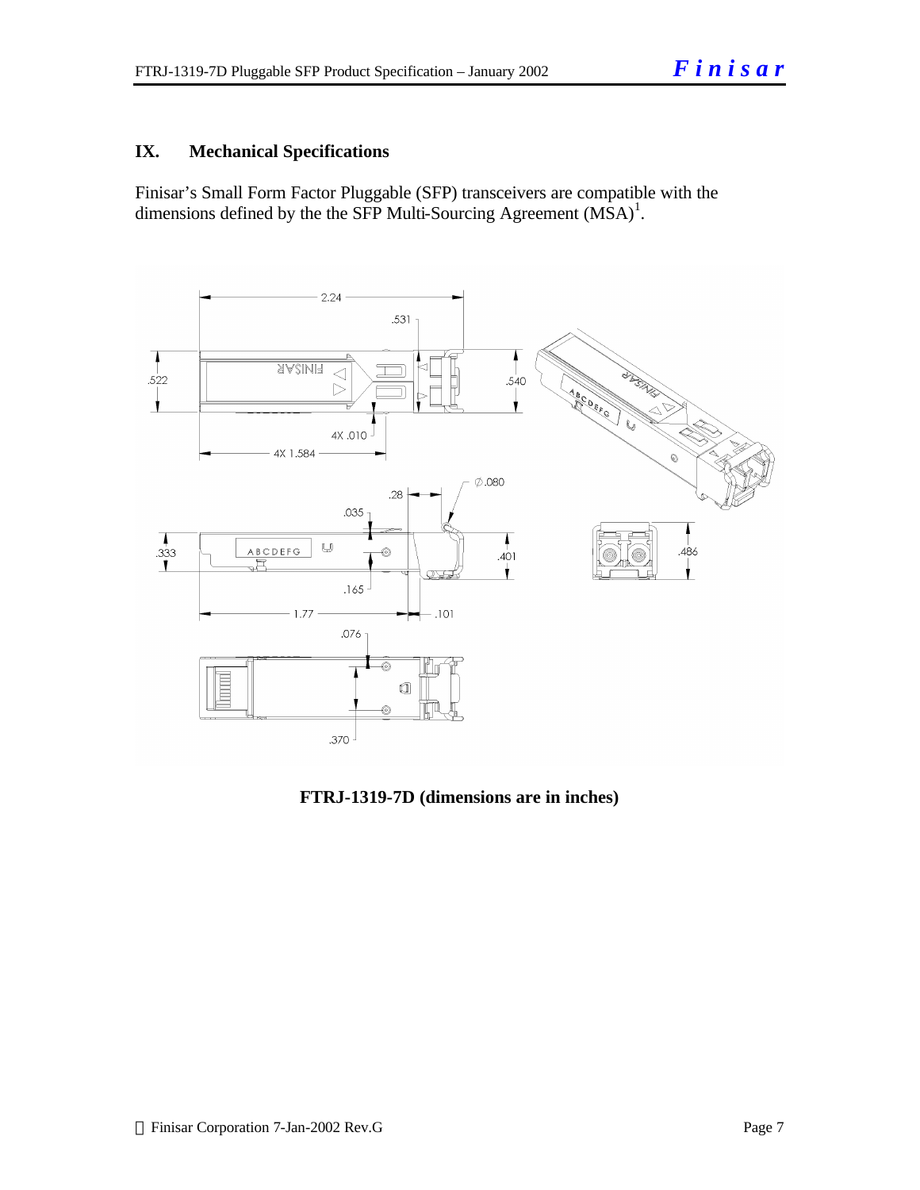## IX. Mechanical Specifications

Finisar's Small Form Factor Pluggable (SFP) transceivers are compatible with the dimensions defined by the the SFP Multi-Sourcing Agreement (MSA)[1].

2.24
.531
.522
.540
4X .010
4X 1.584
.28
∅.080
.035
.333
.401
.486
.165
1.77
.101
.076
.370

**FTRJ-1319-7D (dimensions are in inches)**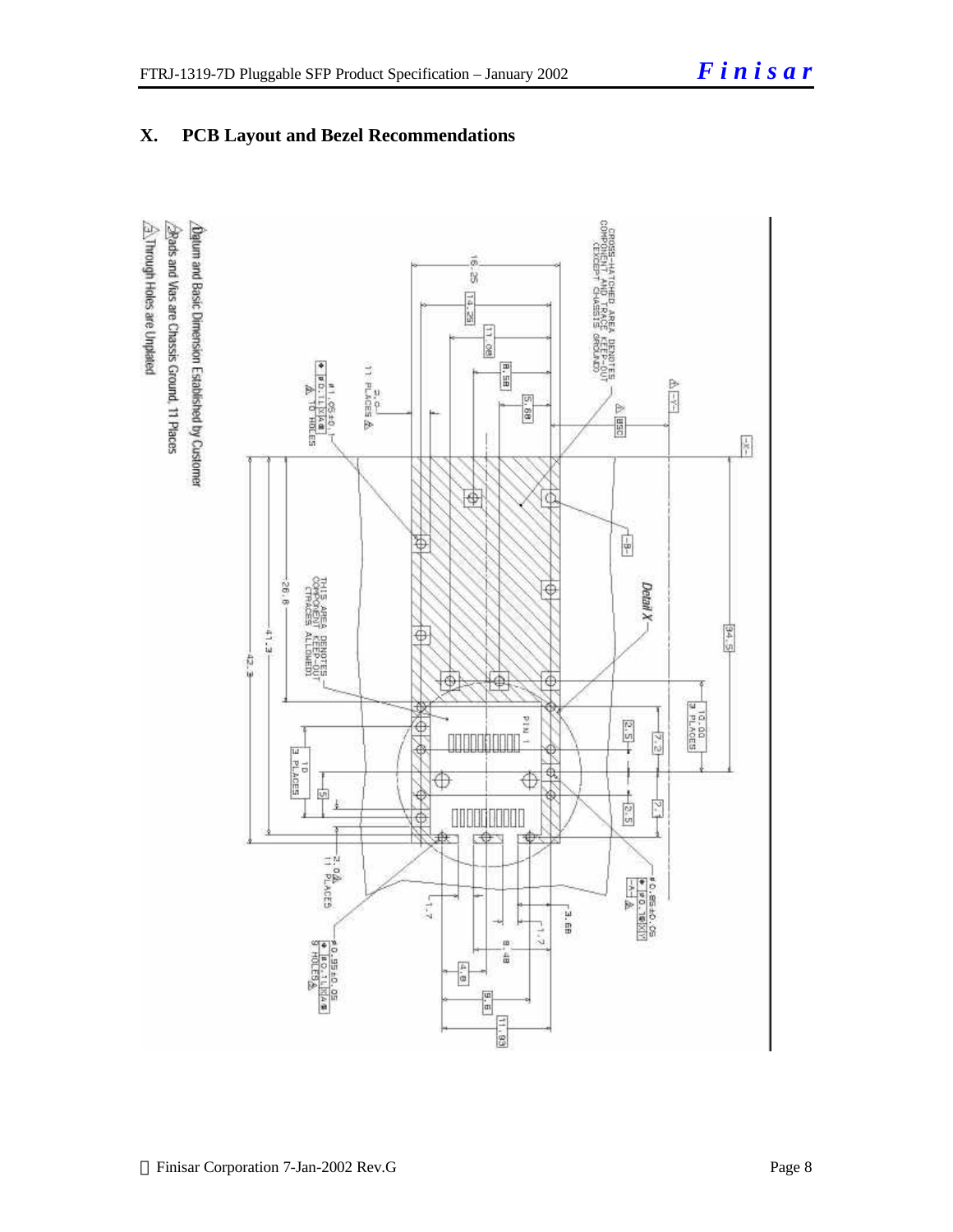## X. PCB Layout and Bezel Recommendations

Datum and Basic Dimension Established by Customer

Pads and Vias are Chassis Ground, 11 Places

Through Holes are Unplated

CROSS-HATCHED AREA DENOTES COMPONENT AND TRACE KEEP-OUT (EXCEPT CHASSIS GROUND)

THIS AREA DENOTES COMPONENT KEEP-OUT (TRACES ALLOWED)

Detail X

PIN 1

16.25

14.25

11.08

8.58

5.68

8.58

34.5

10.00
3 PLACES

7.2

2.5

2.5

2.1

26.8

41.3

42.3

10
3 PLACES

5

2.0
11 PLACES

ø1.05±0.1
ø0.1 L X A S
10 HOLES

ø0.85±0.05
ø0.1 S X Y
-A-

ø0.95±0.05
ø0.1 L X A S
9 HOLES

1.7

3.68

1.7

8.48

4.8

9.6

11.93

-X-

-Y-

-B-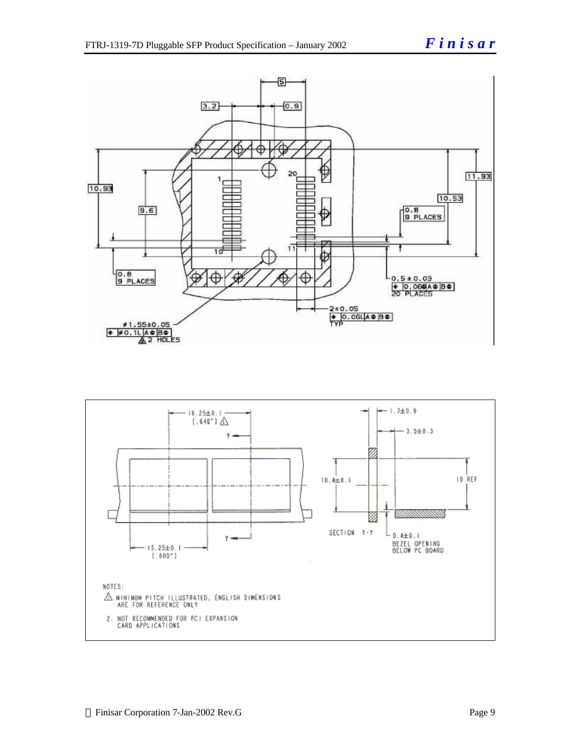3.2

0.9

5

20

1

10

11

10.93

9.6

0.8
9 PLACES

11.93

10.53

0.8
9 PLACES

0.5 ± 0.03
⌖ 0.06Ⓜ A Ⓜ B Ⓜ
20 PLACES

2±0.05
⌖ 0.06L A Ⓜ B Ⓜ
TYP

⌀1.55±0.05
⌖ ⌀0.1L A Ⓜ B Ⓜ
2 HOLES

16.25±0.1
[.640"]

Y

Y

15.25±0.1
[.600"]

1.7±0.9

3.5±0.3

10.4±0.1

10 REF

SECTION Y-Y

0.4±0.1
BEZEL OPENING
BELOW PC BOARD

NOTES:

1. MINIMUM PITCH ILLUSTRATED, ENGLISH DIMENSIONS ARE FOR REFERENCE ONLY

2. NOT RECOMMENDED FOR PCI EXPANSION CARD APPLICATIONS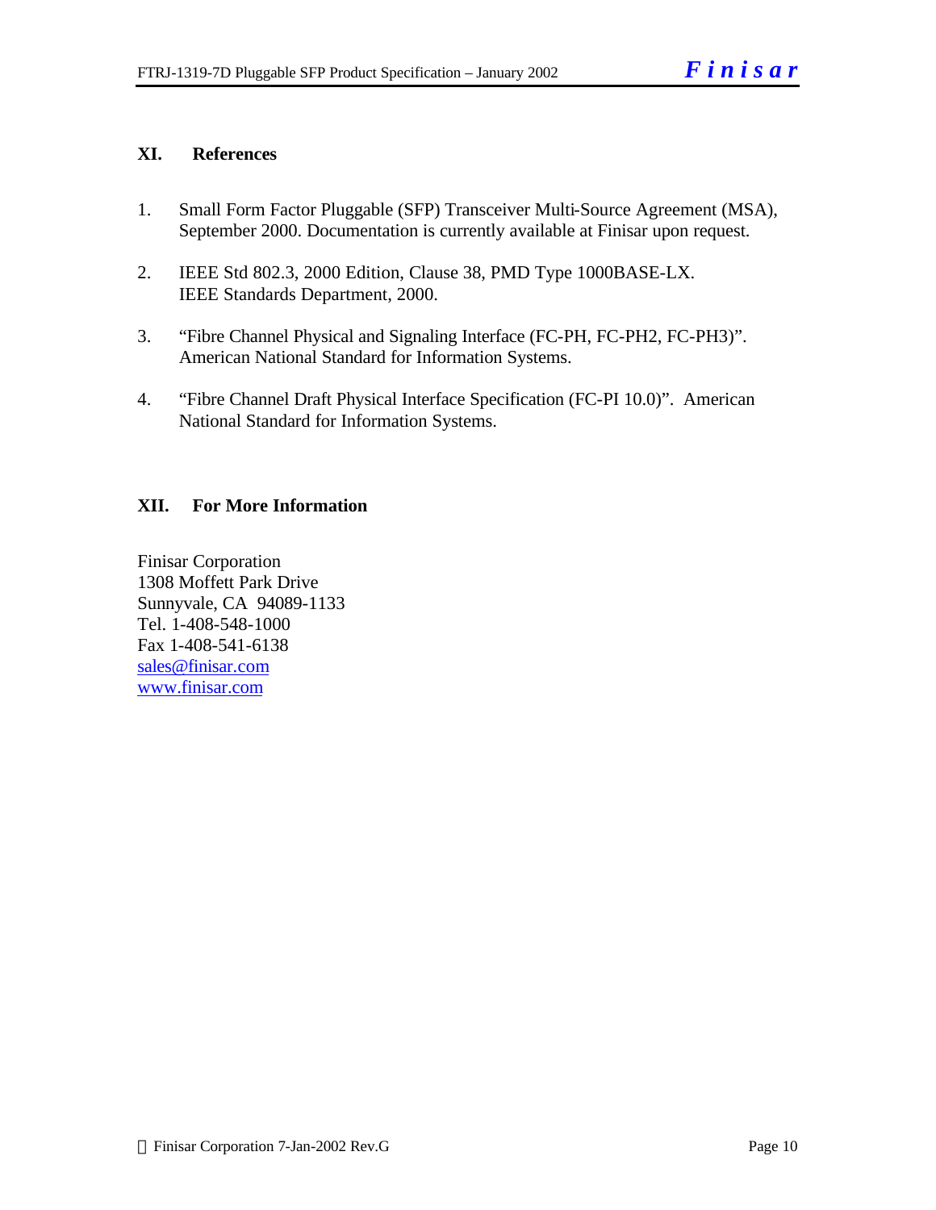## XI. References

1. Small Form Factor Pluggable (SFP) Transceiver Multi-Source Agreement (MSA), September 2000. Documentation is currently available at Finisar upon request.

2. IEEE Std 802.3, 2000 Edition, Clause 38, PMD Type 1000BASE-LX. IEEE Standards Department, 2000.

3. "Fibre Channel Physical and Signaling Interface (FC-PH, FC-PH2, FC-PH3)". American National Standard for Information Systems.

4. "Fibre Channel Draft Physical Interface Specification (FC-PI 10.0)". American National Standard for Information Systems.

## XII. For More Information

Finisar Corporation
1308 Moffett Park Drive
Sunnyvale, CA 94089-1133
Tel. 1-408-548-1000
Fax 1-408-541-6138
sales@finisar.com
www.finisar.com